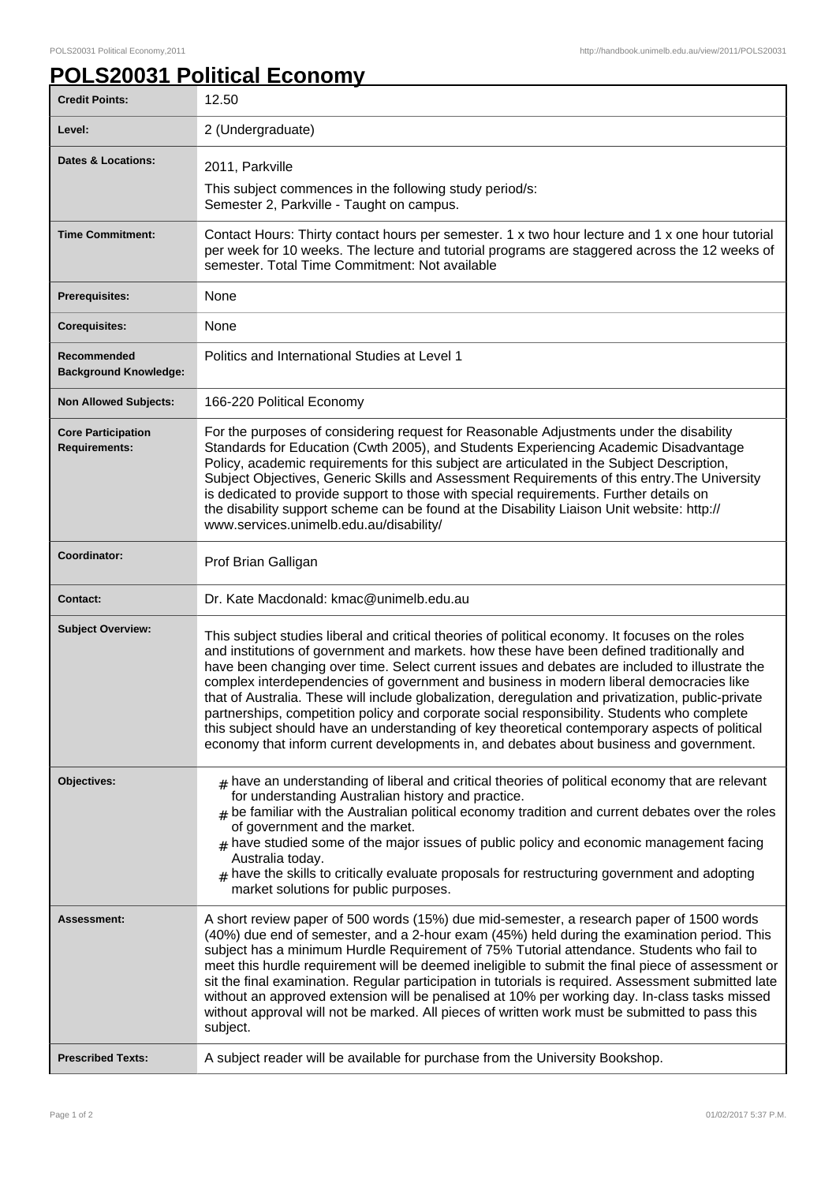# POLS20031 Political Economy

| | |
|---|---|
| **Credit Points:** | 12.50 |
| **Level:** | 2 (Undergraduate) |
| **Dates & Locations:** | 2011, Parkville<br>This subject commences in the following study period/s:<br>Semester 2, Parkville - Taught on campus. |
| **Time Commitment:** | Contact Hours: Thirty contact hours per semester. 1 x two hour lecture and 1 x one hour tutorial per week for 10 weeks. The lecture and tutorial programs are staggered across the 12 weeks of semester. Total Time Commitment: Not available |
| **Prerequisites:** | None |
| **Corequisites:** | None |
| **Recommended Background Knowledge:** | Politics and International Studies at Level 1 |
| **Non Allowed Subjects:** | 166-220 Political Economy |
| **Core Participation Requirements:** | For the purposes of considering request for Reasonable Adjustments under the disability Standards for Education (Cwth 2005), and Students Experiencing Academic Disadvantage Policy, academic requirements for this subject are articulated in the Subject Description, Subject Objectives, Generic Skills and Assessment Requirements of this entry.The University is dedicated to provide support to those with special requirements. Further details on the disability support scheme can be found at the Disability Liaison Unit website: http://www.services.unimelb.edu.au/disability/ |
| **Coordinator:** | Prof Brian Galligan |
| **Contact:** | Dr. Kate Macdonald: kmac@unimelb.edu.au |
| **Subject Overview:** | This subject studies liberal and critical theories of political economy. It focuses on the roles and institutions of government and markets. how these have been defined traditionally and have been changing over time. Select current issues and debates are included to illustrate the complex interdependencies of government and business in modern liberal democracies like that of Australia. These will include globalization, deregulation and privatization, public-private partnerships, competition policy and corporate social responsibility. Students who complete this subject should have an understanding of key theoretical contemporary aspects of political economy that inform current developments in, and debates about business and government. |
| **Objectives:** | # have an understanding of liberal and critical theories of political economy that are relevant for understanding Australian history and practice.<br># be familiar with the Australian political economy tradition and current debates over the roles of government and the market.<br># have studied some of the major issues of public policy and economic management facing Australia today.<br># have the skills to critically evaluate proposals for restructuring government and adopting market solutions for public purposes. |
| **Assessment:** | A short review paper of 500 words (15%) due mid-semester, a research paper of 1500 words (40%) due end of semester, and a 2-hour exam (45%) held during the examination period. This subject has a minimum Hurdle Requirement of 75% Tutorial attendance. Students who fail to meet this hurdle requirement will be deemed ineligible to submit the final piece of assessment or sit the final examination. Regular participation in tutorials is required. Assessment submitted late without an approved extension will be penalised at 10% per working day. In-class tasks missed without approval will not be marked. All pieces of written work must be submitted to pass this subject. |
| **Prescribed Texts:** | A subject reader will be available for purchase from the University Bookshop. |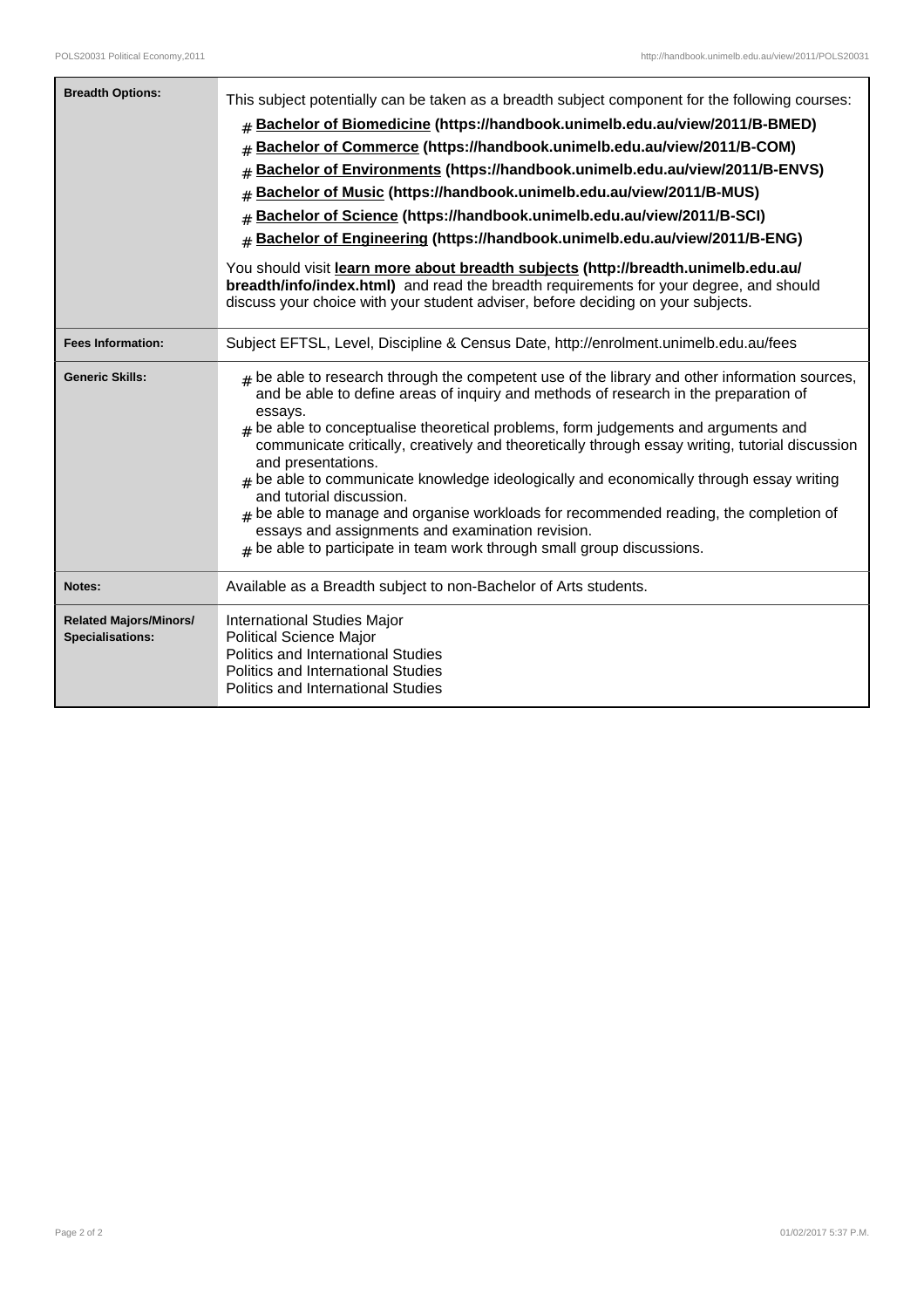| | |
|---|---|
| **Breadth Options:** | This subject potentially can be taken as a breadth subject component for the following courses:<br># **Bachelor of Biomedicine (https://handbook.unimelb.edu.au/view/2011/B-BMED)**<br># **Bachelor of Commerce (https://handbook.unimelb.edu.au/view/2011/B-COM)**<br># **Bachelor of Environments (https://handbook.unimelb.edu.au/view/2011/B-ENVS)**<br># **Bachelor of Music (https://handbook.unimelb.edu.au/view/2011/B-MUS)**<br># **Bachelor of Science (https://handbook.unimelb.edu.au/view/2011/B-SCI)**<br># **Bachelor of Engineering (https://handbook.unimelb.edu.au/view/2011/B-ENG)**<br><br>You should visit **learn more about breadth subjects (http://breadth.unimelb.edu.au/breadth/info/index.html)** and read the breadth requirements for your degree, and should discuss your choice with your student adviser, before deciding on your subjects. |
| **Fees Information:** | Subject EFTSL, Level, Discipline & Census Date, http://enrolment.unimelb.edu.au/fees |
| **Generic Skills:** | # be able to research through the competent use of the library and other information sources, and be able to define areas of inquiry and methods of research in the preparation of essays.<br># be able to conceptualise theoretical problems, form judgements and arguments and communicate critically, creatively and theoretically through essay writing, tutorial discussion and presentations.<br># be able to communicate knowledge ideologically and economically through essay writing and tutorial discussion.<br># be able to manage and organise workloads for recommended reading, the completion of essays and assignments and examination revision.<br># be able to participate in team work through small group discussions. |
| **Notes:** | Available as a Breadth subject to non-Bachelor of Arts students. |
| **Related Majors/Minors/ Specialisations:** | International Studies Major<br>Political Science Major<br>Politics and International Studies<br>Politics and International Studies<br>Politics and International Studies |